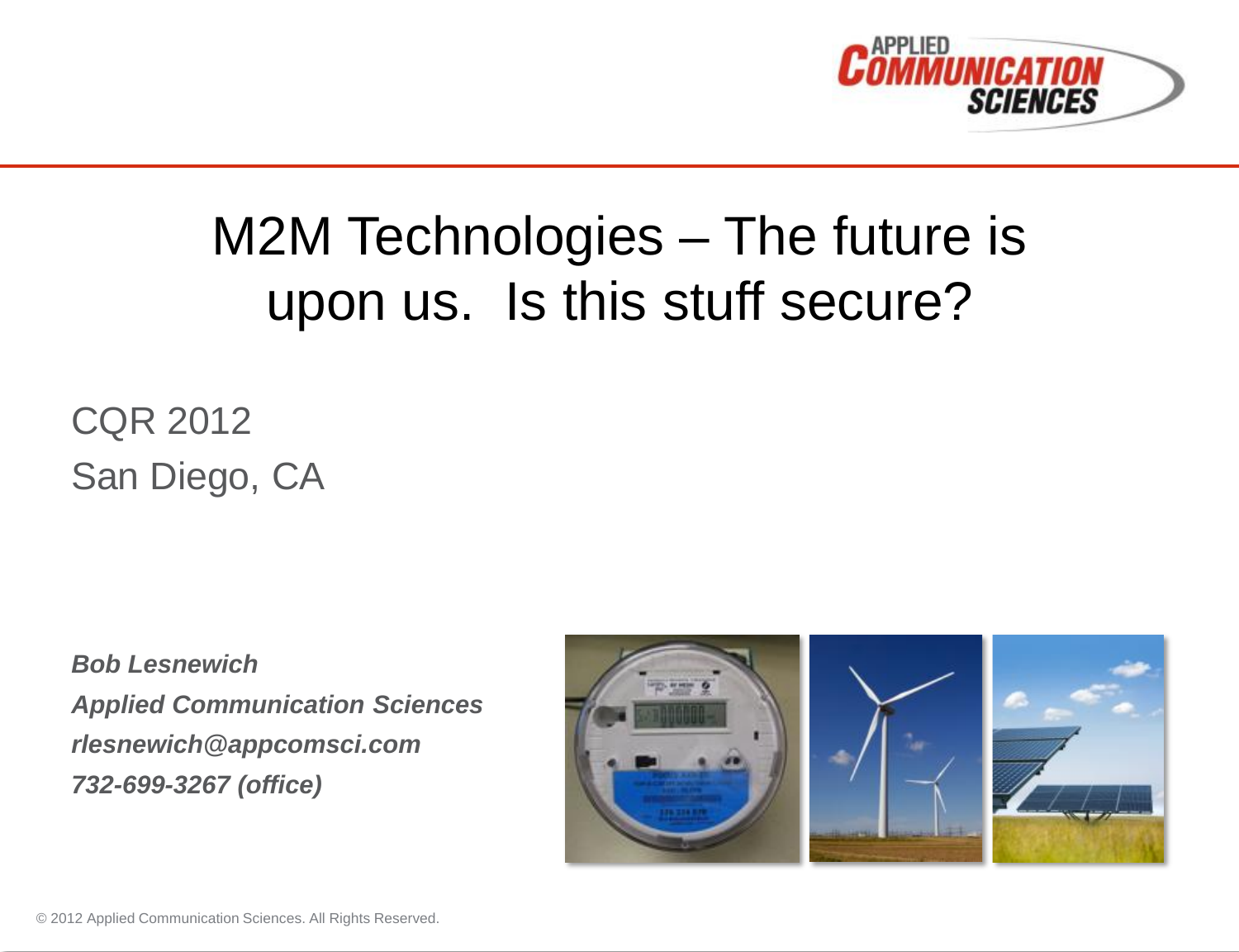# M2M Technologies – The future is upon us. Is this stuff secure?

CQR 2012

San Diego, CA

***Bob Lesnewich***

***Applied Communication Sciences***

***rlesnewich@appcomsci.com***

***732-699-3267 (office)***

© 2012 Applied Communication Sciences. All Rights Reserved.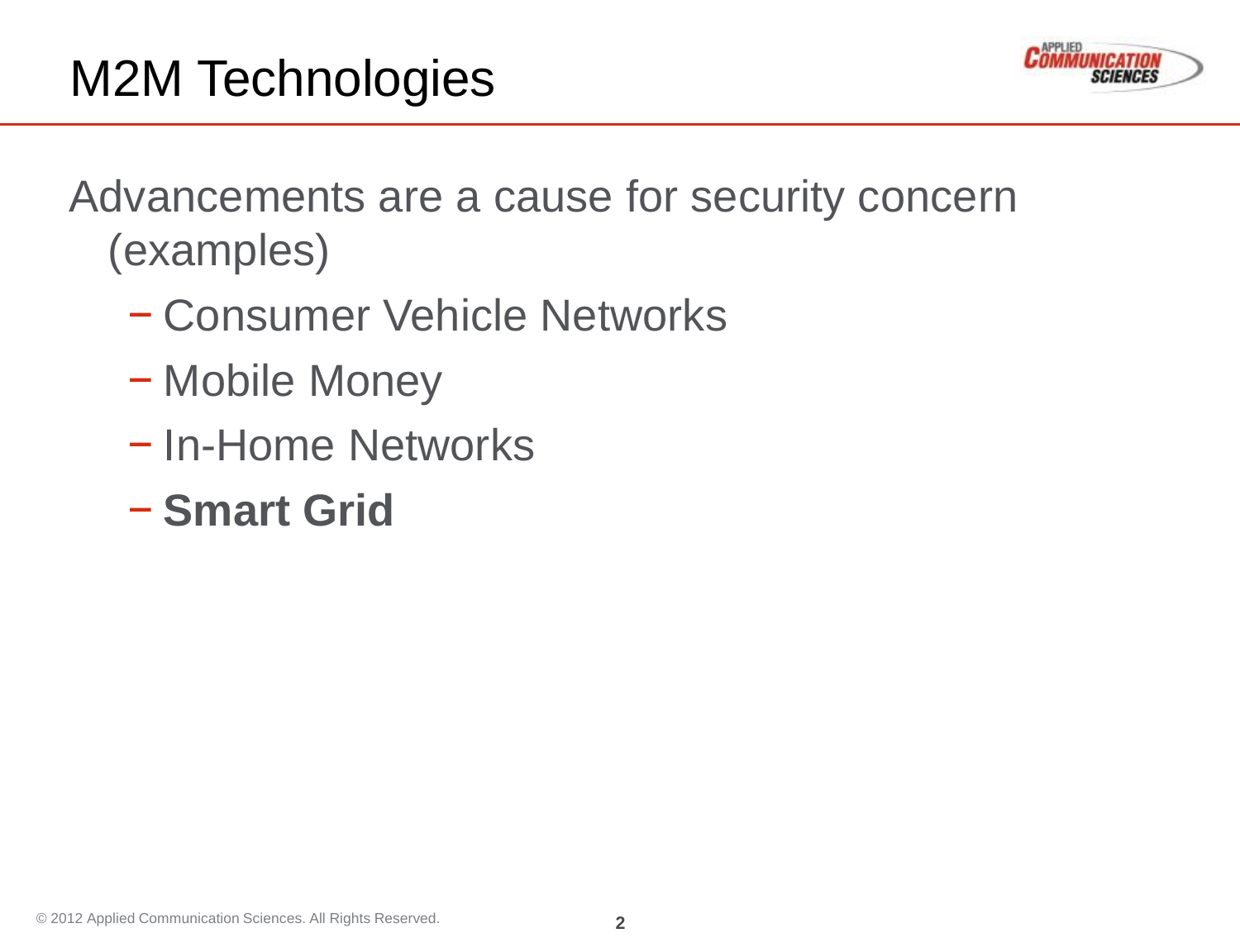# M2M Technologies

Advancements are a cause for security concern (examples)

- Consumer Vehicle Networks
- Mobile Money
- In-Home Networks
- **Smart Grid**

© 2012 Applied Communication Sciences. All Rights Reserved.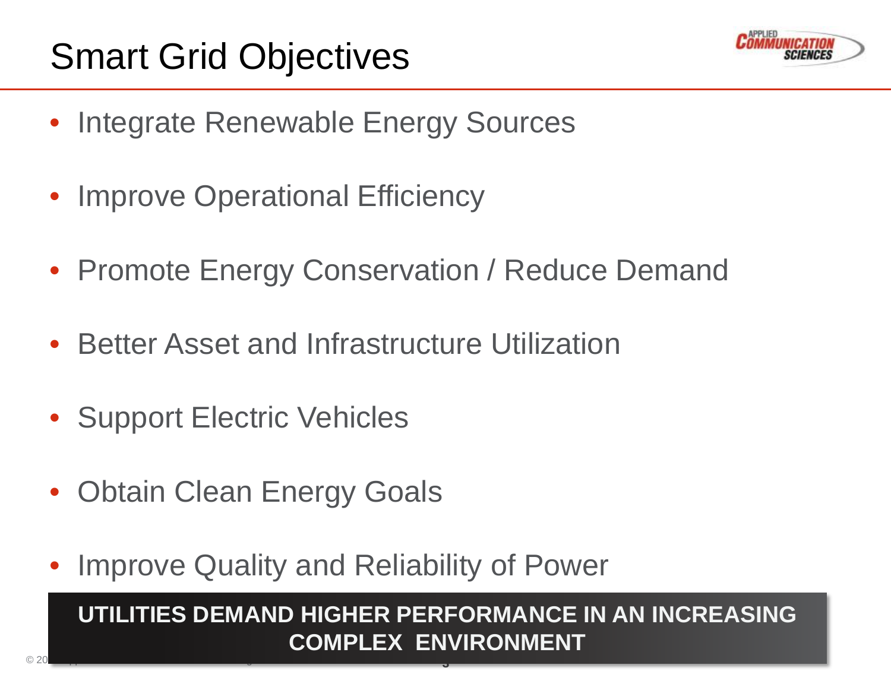# Smart Grid Objectives

- Integrate Renewable Energy Sources
- Improve Operational Efficiency
- Promote Energy Conservation / Reduce Demand
- Better Asset and Infrastructure Utilization
- Support Electric Vehicles
- Obtain Clean Energy Goals
- Improve Quality and Reliability of Power

**UTILITIES DEMAND HIGHER PERFORMANCE IN AN INCREASING COMPLEX ENVIRONMENT**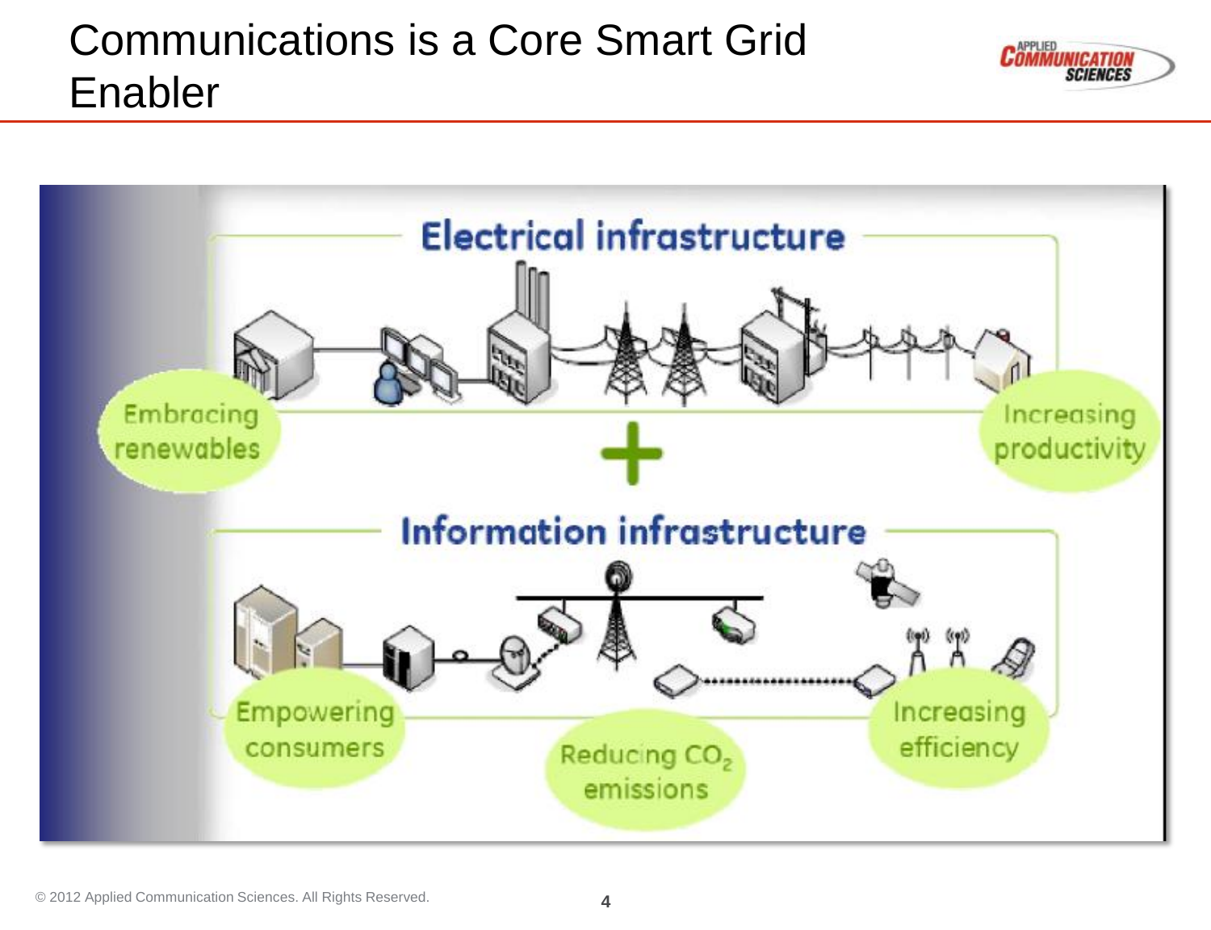# Communications is a Core Smart Grid Enabler

Electrical infrastructure

Embracing renewables

Increasing productivity

+

Information infrastructure

Empowering consumers

Reducing $CO_2$ emissions

Increasing efficiency

© 2012 Applied Communication Sciences. All Rights Reserved.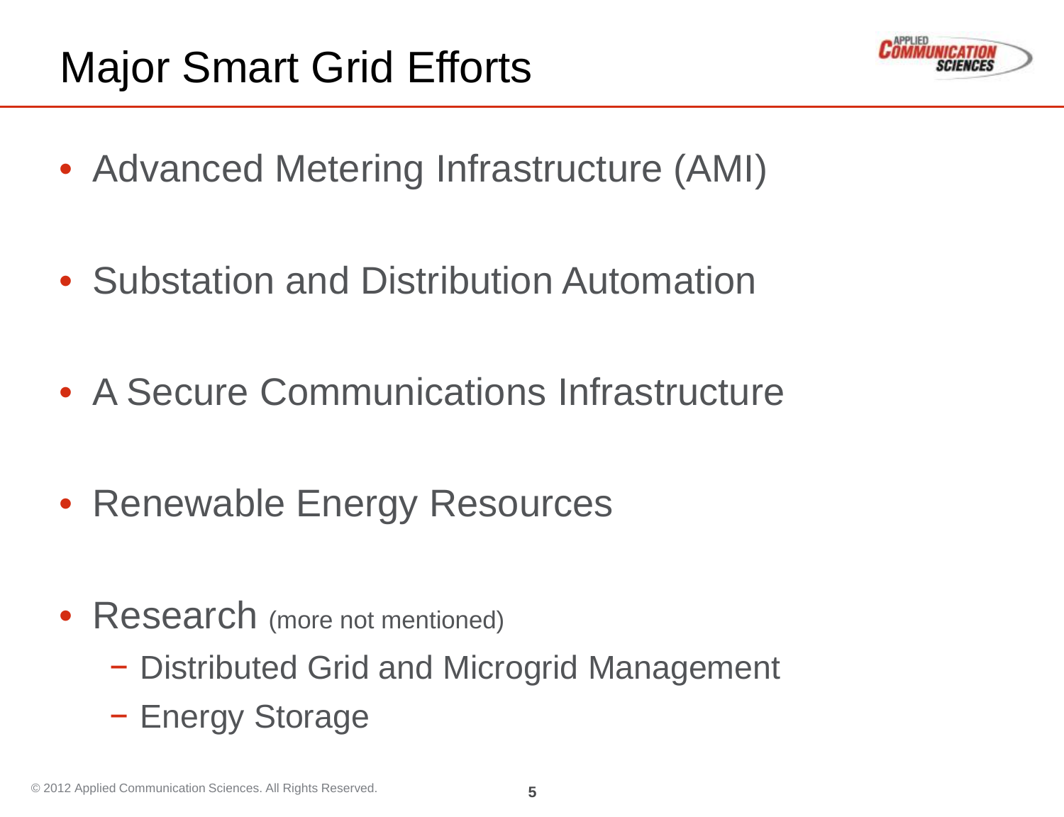# Major Smart Grid Efforts

- Advanced Metering Infrastructure (AMI)
- Substation and Distribution Automation
- A Secure Communications Infrastructure
- Renewable Energy Resources
- Research (more not mentioned)
  - Distributed Grid and Microgrid Management
  - Energy Storage

© 2012 Applied Communication Sciences. All Rights Reserved.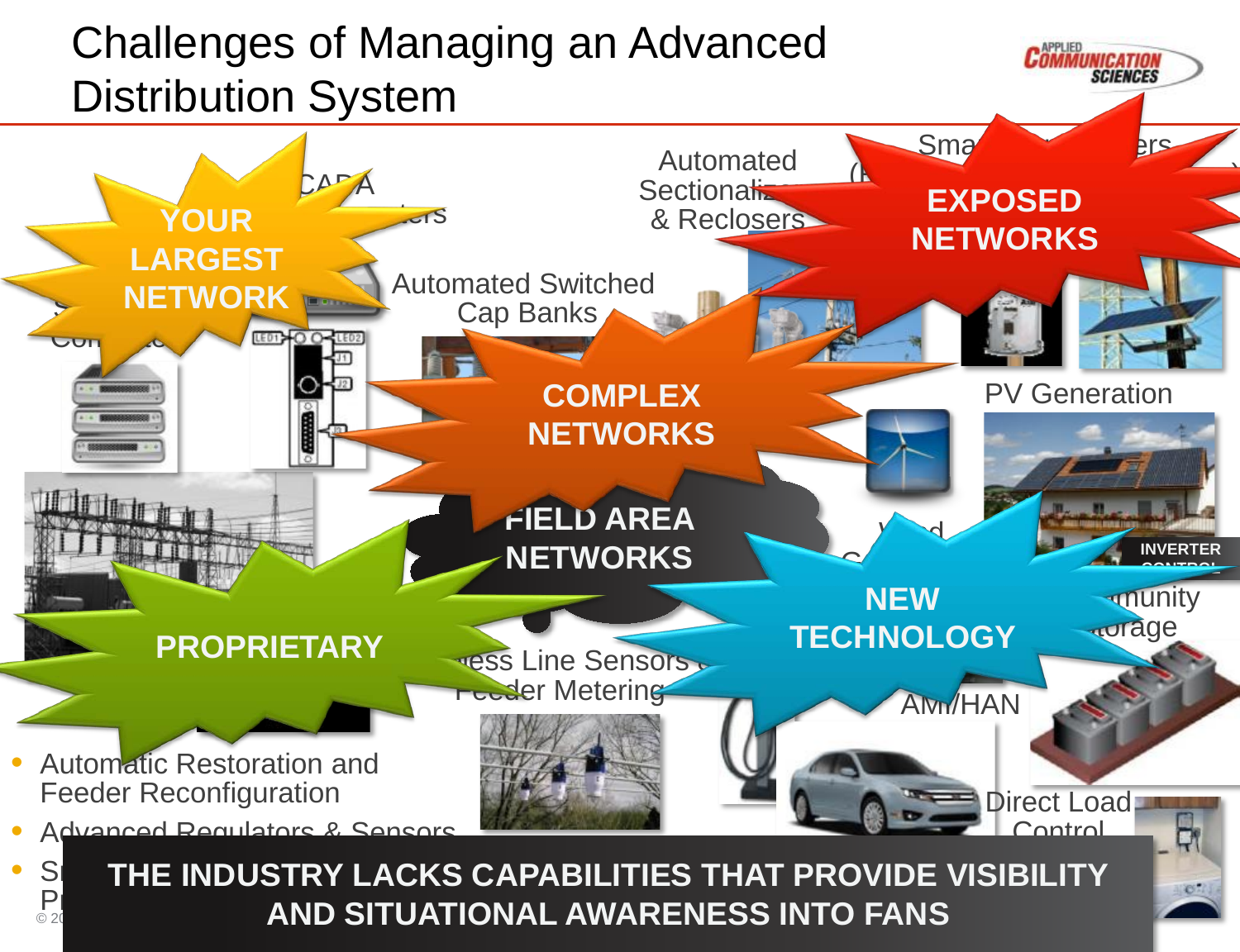# Challenges of Managing an Advanced Distribution System

YOUR LARGEST NETWORK

EXPOSED NETWORKS

COMPLEX NETWORKS

FIELD AREA NETWORKS

PROPRIETARY

NEW TECHNOLOGY

Automated Sectionalizers & Reclosers

Automated Switched Cap Banks

PV Generation

INVERTER CONTROL

Community Storage

Wireless Line Sensors & Feeder Metering

AMI/HAN

Direct Load Control

- Automatic Restoration and Feeder Reconfiguration
- Advanced Regulators & Sensors

**THE INDUSTRY LACKS CAPABILITIES THAT PROVIDE VISIBILITY AND SITUATIONAL AWARENESS INTO FANS**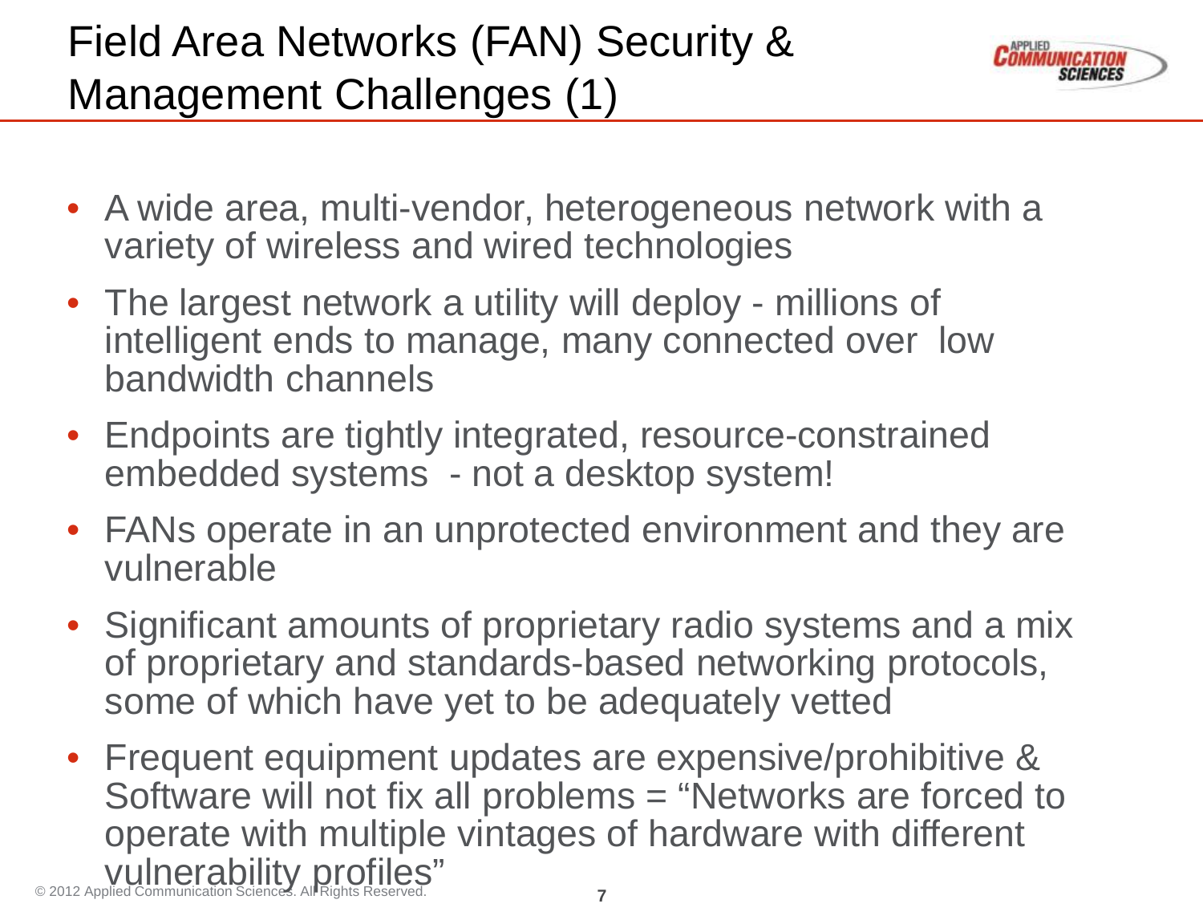# Field Area Networks (FAN) Security & Management Challenges (1)

- A wide area, multi-vendor, heterogeneous network with a variety of wireless and wired technologies
- The largest network a utility will deploy - millions of intelligent ends to manage, many connected over low bandwidth channels
- Endpoints are tightly integrated, resource-constrained embedded systems - not a desktop system!
- FANs operate in an unprotected environment and they are vulnerable
- Significant amounts of proprietary radio systems and a mix of proprietary and standards-based networking protocols, some of which have yet to be adequately vetted
- Frequent equipment updates are expensive/prohibitive & Software will not fix all problems = "Networks are forced to operate with multiple vintages of hardware with different vulnerability profiles"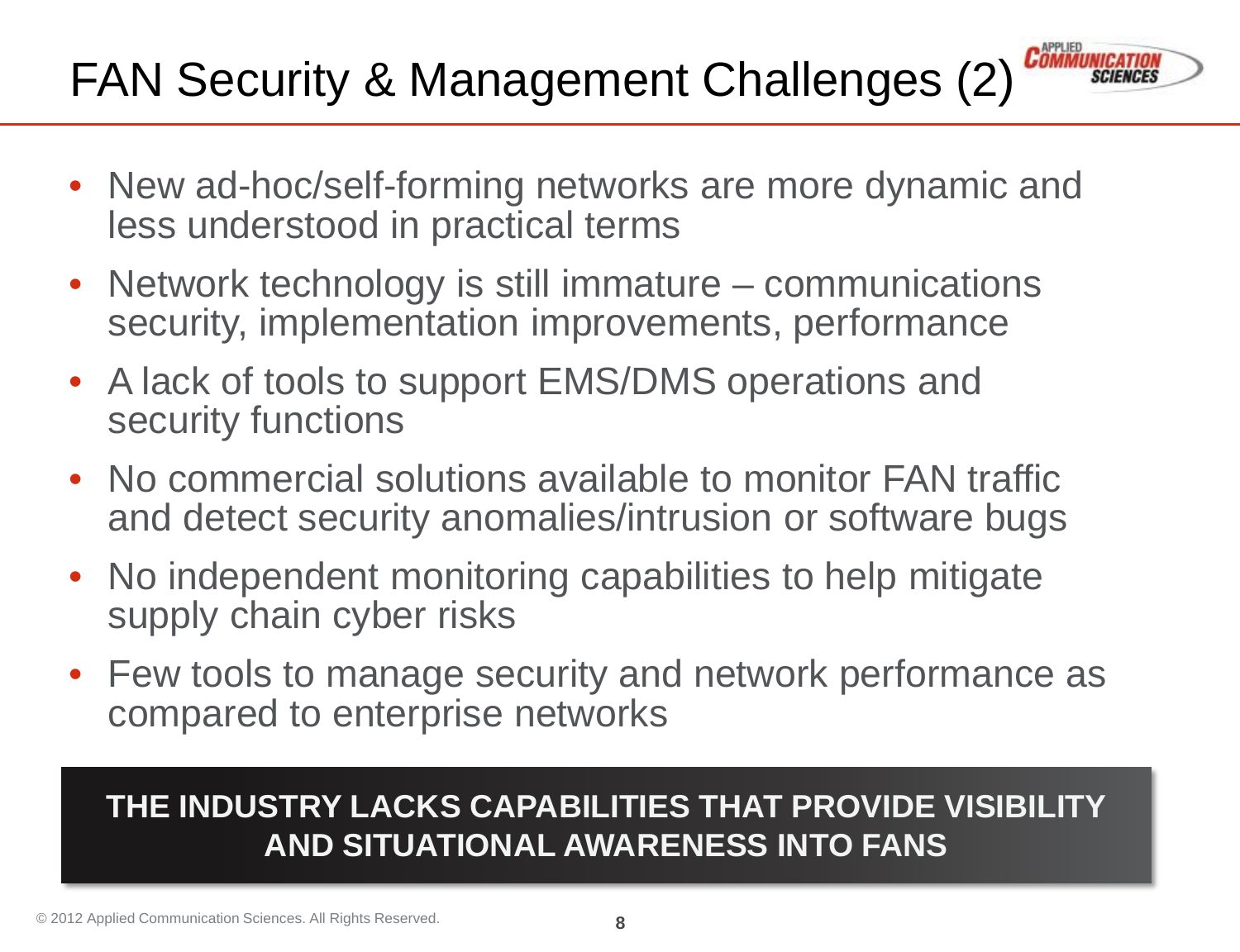# FAN Security & Management Challenges (2)

- New ad-hoc/self-forming networks are more dynamic and less understood in practical terms
- Network technology is still immature – communications security, implementation improvements, performance
- A lack of tools to support EMS/DMS operations and security functions
- No commercial solutions available to monitor FAN traffic and detect security anomalies/intrusion or software bugs
- No independent monitoring capabilities to help mitigate supply chain cyber risks
- Few tools to manage security and network performance as compared to enterprise networks

**THE INDUSTRY LACKS CAPABILITIES THAT PROVIDE VISIBILITY AND SITUATIONAL AWARENESS INTO FANS**

© 2012 Applied Communication Sciences. All Rights Reserved.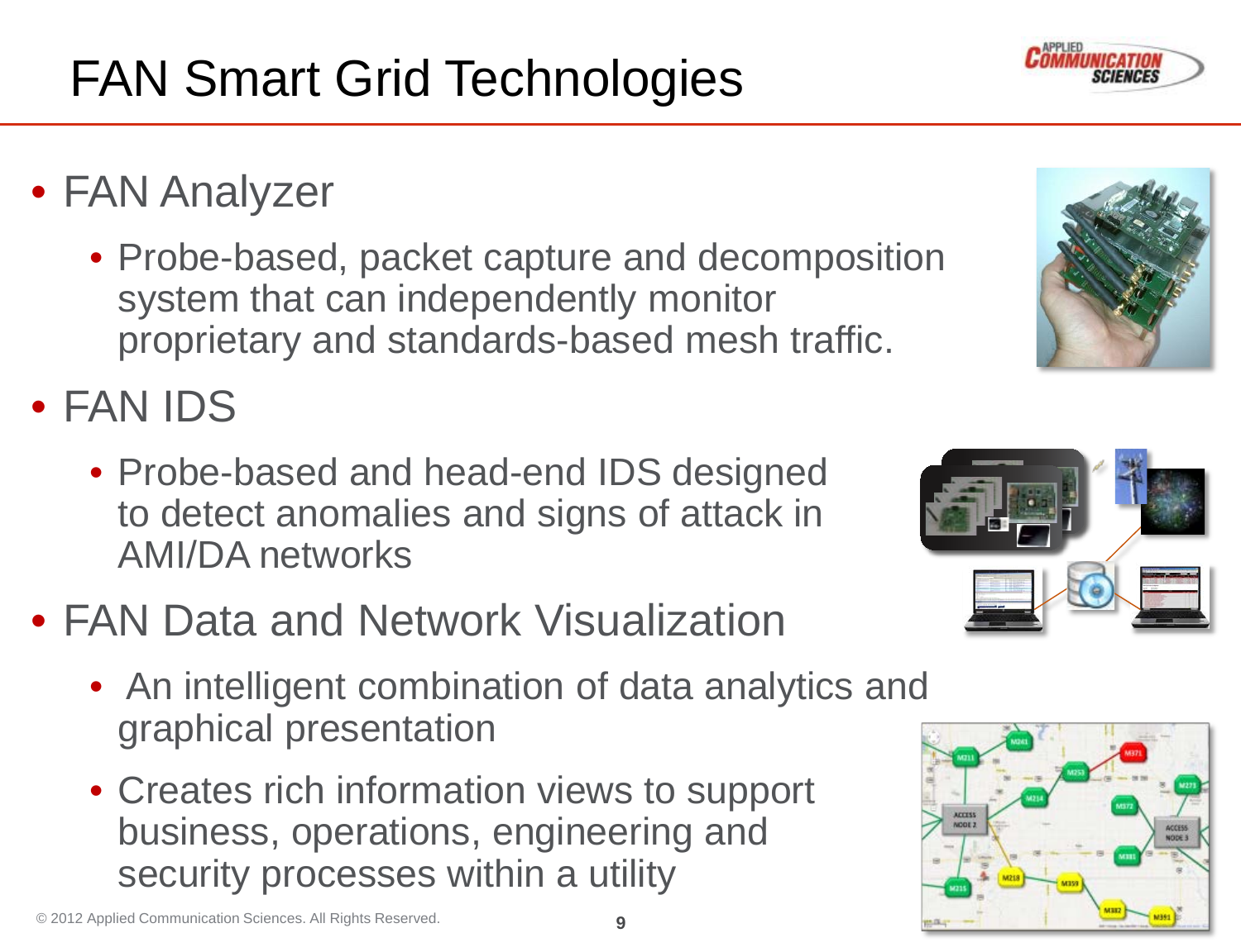# FAN Smart Grid Technologies

- FAN Analyzer
  - Probe-based, packet capture and decomposition system that can independently monitor proprietary and standards-based mesh traffic.
- FAN IDS
  - Probe-based and head-end IDS designed to detect anomalies and signs of attack in AMI/DA networks
- FAN Data and Network Visualization
  - An intelligent combination of data analytics and graphical presentation
  - Creates rich information views to support business, operations, engineering and security processes within a utility

© 2012 Applied Communication Sciences. All Rights Reserved.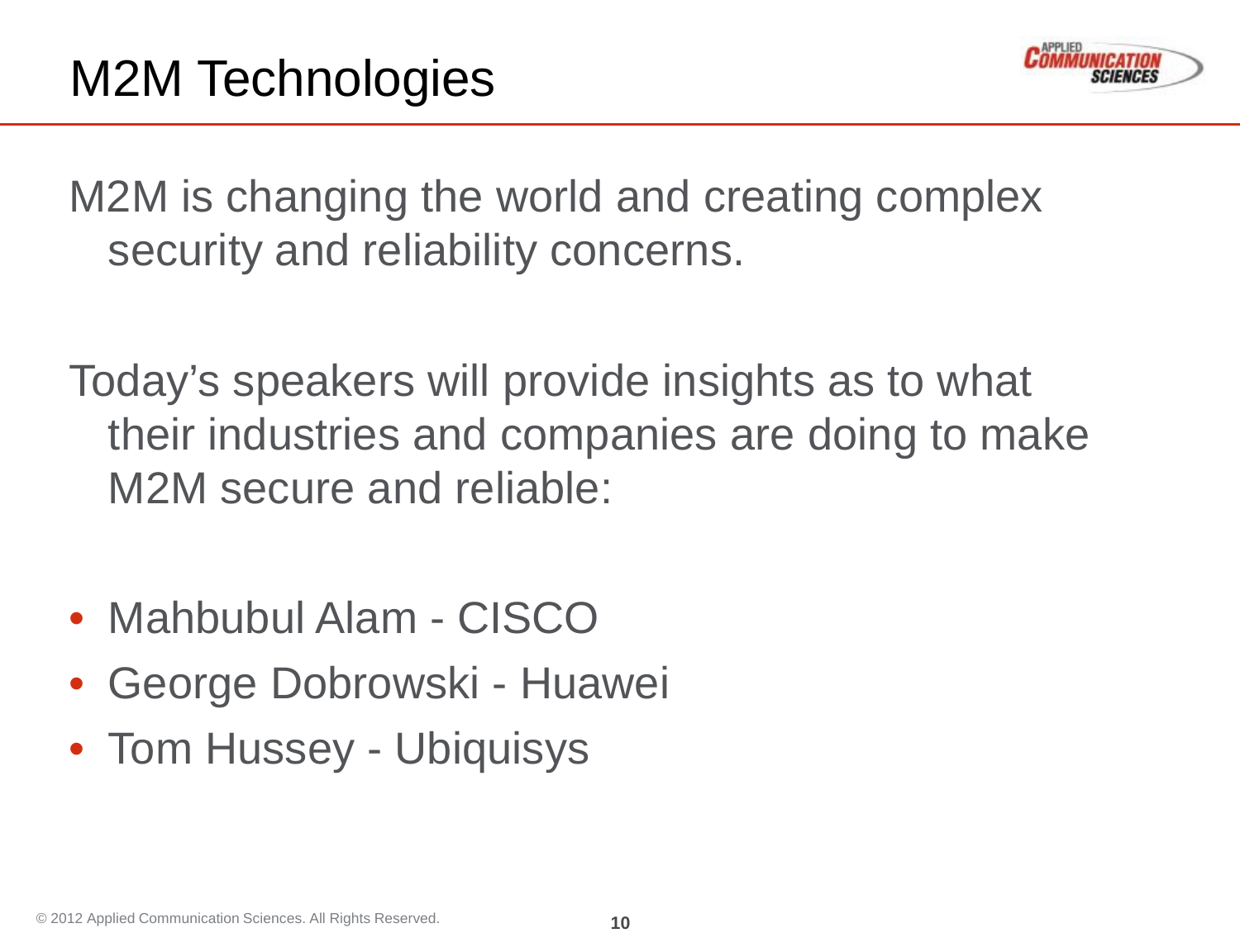# M2M Technologies

M2M is changing the world and creating complex security and reliability concerns.

Today's speakers will provide insights as to what their industries and companies are doing to make M2M secure and reliable:

- Mahbubul Alam - CISCO
- George Dobrowski - Huawei
- Tom Hussey - Ubiquisys

© 2012 Applied Communication Sciences. All Rights Reserved.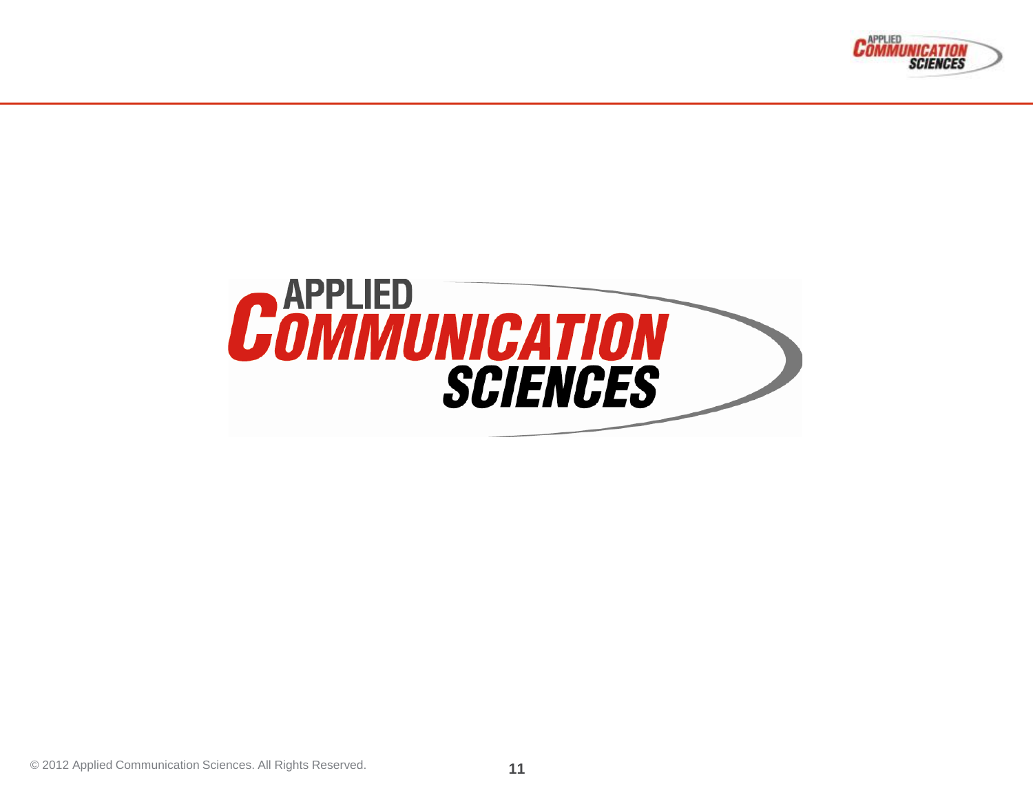APPLIED COMMUNICATION SCIENCES